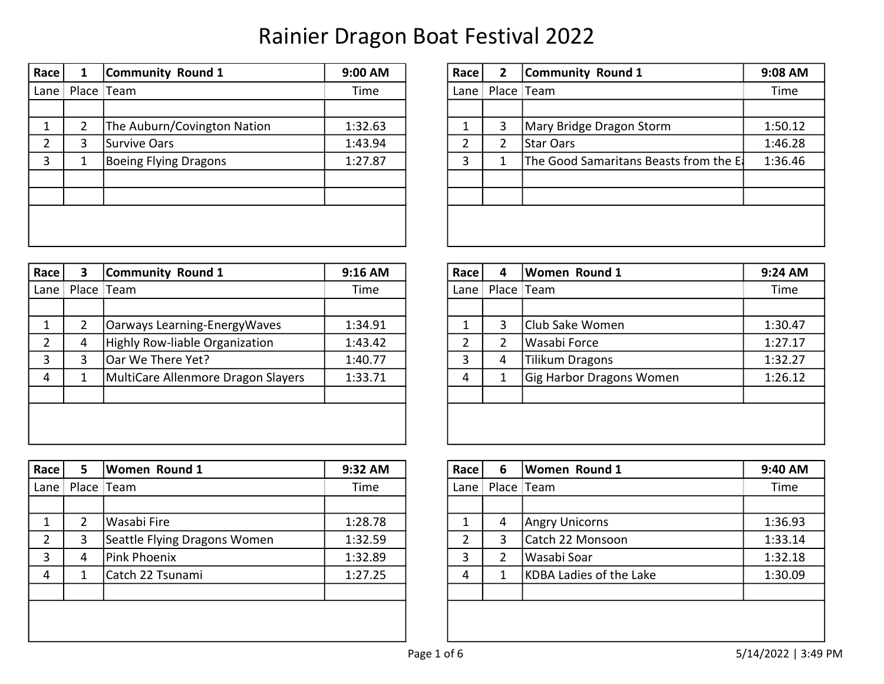# Rainier Dragon Boat Festival 2022

| Race | 1 | Community Round 1 | 9:00 AM |
|---|---|---|---|
| Lane | Place | Team | Time |
| 1 | 2 | The Auburn/Covington Nation | 1:32.63 |
| 2 | 3 | Survive Oars | 1:43.94 |
| 3 | 1 | Boeing Flying Dragons | 1:27.87 |

| Race | 2 | Community Round 1 | 9:08 AM |
|---|---|---|---|
| Lane | Place | Team | Time |
| 1 | 3 | Mary Bridge Dragon Storm | 1:50.12 |
| 2 | 2 | Star Oars | 1:46.28 |
| 3 | 1 | The Good Samaritans Beasts from the Ea | 1:36.46 |

| Race | 3 | Community Round 1 | 9:16 AM |
|---|---|---|---|
| Lane | Place | Team | Time |
| 1 | 2 | Oarways Learning-EnergyWaves | 1:34.91 |
| 2 | 4 | Highly Row-liable Organization | 1:43.42 |
| 3 | 3 | Oar We There Yet? | 1:40.77 |
| 4 | 1 | MultiCare Allenmore Dragon Slayers | 1:33.71 |

| Race | 4 | Women Round 1 | 9:24 AM |
|---|---|---|---|
| Lane | Place | Team | Time |
| 1 | 3 | Club Sake Women | 1:30.47 |
| 2 | 2 | Wasabi Force | 1:27.17 |
| 3 | 4 | Tilikum Dragons | 1:32.27 |
| 4 | 1 | Gig Harbor Dragons Women | 1:26.12 |

| Race | 5 | Women Round 1 | 9:32 AM |
|---|---|---|---|
| Lane | Place | Team | Time |
| 1 | 2 | Wasabi Fire | 1:28.78 |
| 2 | 3 | Seattle Flying Dragons Women | 1:32.59 |
| 3 | 4 | Pink Phoenix | 1:32.89 |
| 4 | 1 | Catch 22 Tsunami | 1:27.25 |

| Race | 6 | Women Round 1 | 9:40 AM |
|---|---|---|---|
| Lane | Place | Team | Time |
| 1 | 4 | Angry Unicorns | 1:36.93 |
| 2 | 3 | Catch 22 Monsoon | 1:33.14 |
| 3 | 2 | Wasabi Soar | 1:32.18 |
| 4 | 1 | KDBA Ladies of the Lake | 1:30.09 |

5/14/2022 | 3:49 PM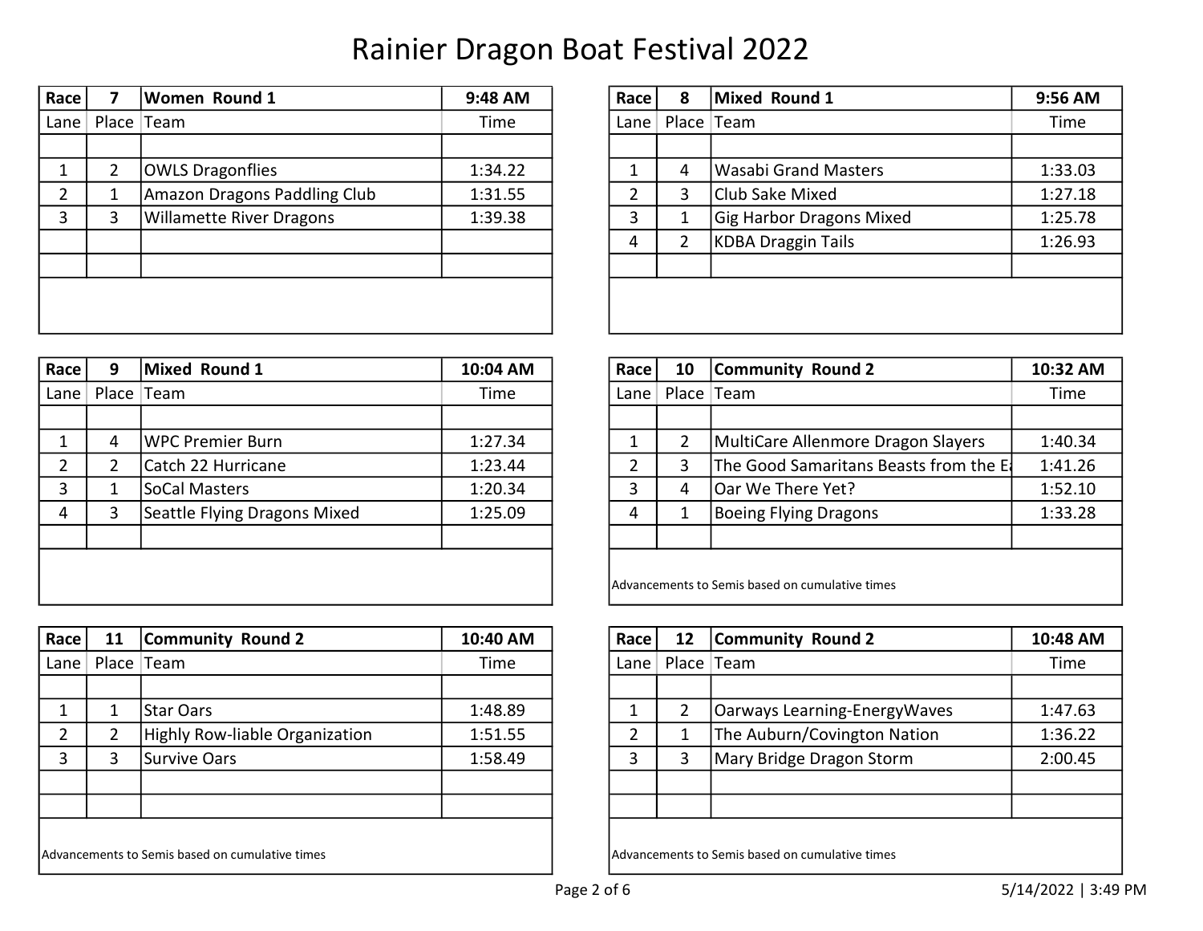# Rainier Dragon Boat Festival 2022

| Race | 7 | Women Round 1 | 9:48 AM |
|---|---|---|---|
| Lane | Place | Team | Time |
| 1 | 2 | OWLS Dragonflies | 1:34.22 |
| 2 | 1 | Amazon Dragons Paddling Club | 1:31.55 |
| 3 | 3 | Willamette River Dragons | 1:39.38 |

| Race | 8 | Mixed Round 1 | 9:56 AM |
|---|---|---|---|
| Lane | Place | Team | Time |
| 1 | 4 | Wasabi Grand Masters | 1:33.03 |
| 2 | 3 | Club Sake Mixed | 1:27.18 |
| 3 | 1 | Gig Harbor Dragons Mixed | 1:25.78 |
| 4 | 2 | KDBA Draggin Tails | 1:26.93 |

| Race | 9 | Mixed Round 1 | 10:04 AM |
|---|---|---|---|
| Lane | Place | Team | Time |
| 1 | 4 | WPC Premier Burn | 1:27.34 |
| 2 | 2 | Catch 22 Hurricane | 1:23.44 |
| 3 | 1 | SoCal Masters | 1:20.34 |
| 4 | 3 | Seattle Flying Dragons Mixed | 1:25.09 |

| Race | 10 | Community Round 2 | 10:32 AM |
|---|---|---|---|
| Lane | Place | Team | Time |
| 1 | 2 | MultiCare Allenmore Dragon Slayers | 1:40.34 |
| 2 | 3 | The Good Samaritans Beasts from the E | 1:41.26 |
| 3 | 4 | Oar We There Yet? | 1:52.10 |
| 4 | 1 | Boeing Flying Dragons | 1:33.28 |

Advancements to Semis based on cumulative times

| Race | 11 | Community Round 2 | 10:40 AM |
|---|---|---|---|
| Lane | Place | Team | Time |
| 1 | 1 | Star Oars | 1:48.89 |
| 2 | 2 | Highly Row-liable Organization | 1:51.55 |
| 3 | 3 | Survive Oars | 1:58.49 |

Advancements to Semis based on cumulative times

| Race | 12 | Community Round 2 | 10:48 AM |
|---|---|---|---|
| Lane | Place | Team | Time |
| 1 | 2 | Oarways Learning-EnergyWaves | 1:47.63 |
| 2 | 1 | The Auburn/Covington Nation | 1:36.22 |
| 3 | 3 | Mary Bridge Dragon Storm | 2:00.45 |

Advancements to Semis based on cumulative times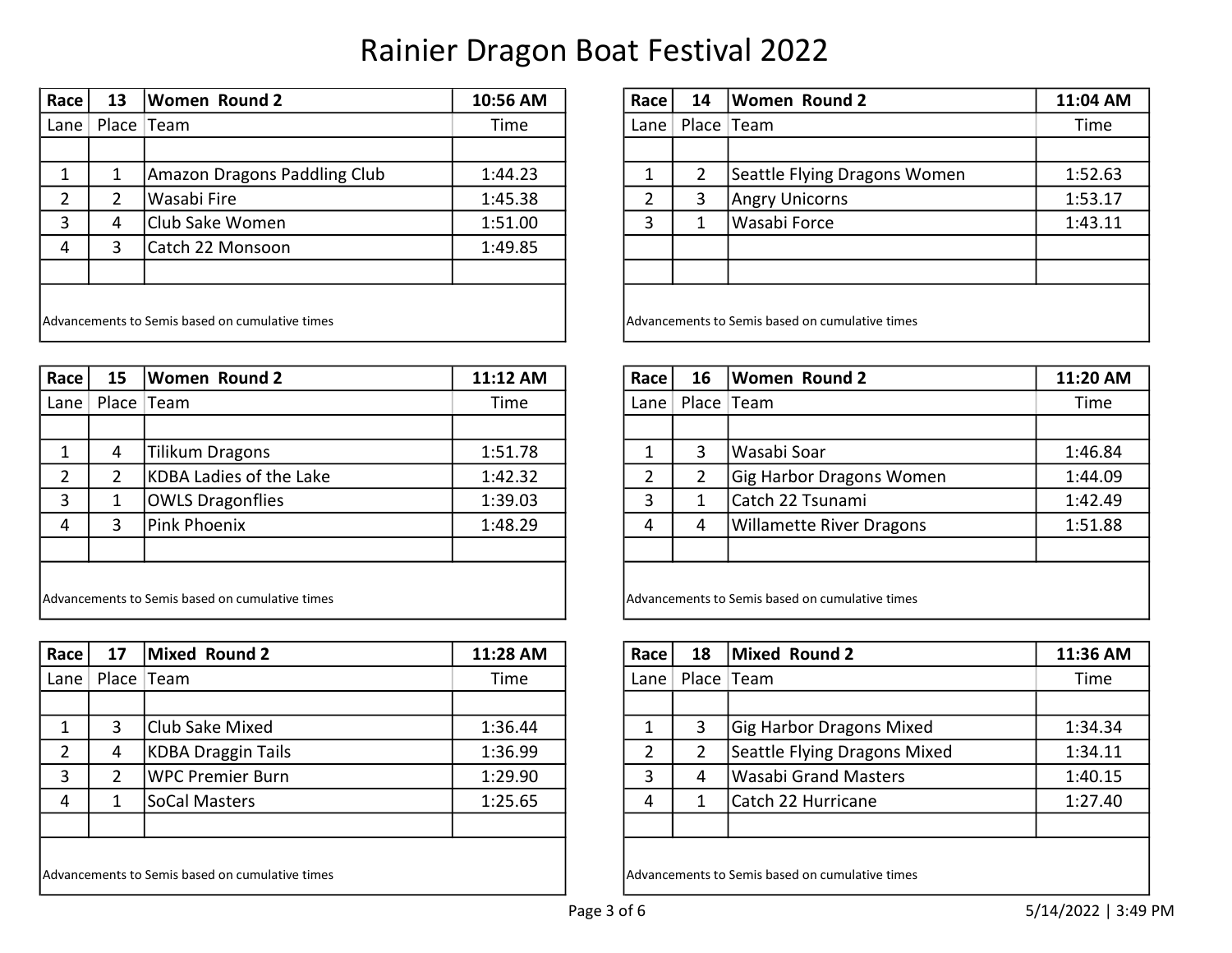# Rainier Dragon Boat Festival 2022

| Race | 13 | Women Round 2 | 10:56 AM |
|---|---|---|---|
| Lane | Place | Team | Time |
| 1 | 1 | Amazon Dragons Paddling Club | 1:44.23 |
| 2 | 2 | Wasabi Fire | 1:45.38 |
| 3 | 4 | Club Sake Women | 1:51.00 |
| 4 | 3 | Catch 22 Monsoon | 1:49.85 |

Advancements to Semis based on cumulative times

| Race | 14 | Women Round 2 | 11:04 AM |
|---|---|---|---|
| Lane | Place | Team | Time |
| 1 | 2 | Seattle Flying Dragons Women | 1:52.63 |
| 2 | 3 | Angry Unicorns | 1:53.17 |
| 3 | 1 | Wasabi Force | 1:43.11 |

Advancements to Semis based on cumulative times

| Race | 15 | Women Round 2 | 11:12 AM |
|---|---|---|---|
| Lane | Place | Team | Time |
| 1 | 4 | Tilikum Dragons | 1:51.78 |
| 2 | 2 | KDBA Ladies of the Lake | 1:42.32 |
| 3 | 1 | OWLS Dragonflies | 1:39.03 |
| 4 | 3 | Pink Phoenix | 1:48.29 |

Advancements to Semis based on cumulative times

| Race | 16 | Women Round 2 | 11:20 AM |
|---|---|---|---|
| Lane | Place | Team | Time |
| 1 | 3 | Wasabi Soar | 1:46.84 |
| 2 | 2 | Gig Harbor Dragons Women | 1:44.09 |
| 3 | 1 | Catch 22 Tsunami | 1:42.49 |
| 4 | 4 | Willamette River Dragons | 1:51.88 |

Advancements to Semis based on cumulative times

| Race | 17 | Mixed Round 2 | 11:28 AM |
|---|---|---|---|
| Lane | Place | Team | Time |
| 1 | 3 | Club Sake Mixed | 1:36.44 |
| 2 | 4 | KDBA Draggin Tails | 1:36.99 |
| 3 | 2 | WPC Premier Burn | 1:29.90 |
| 4 | 1 | SoCal Masters | 1:25.65 |

Advancements to Semis based on cumulative times

| Race | 18 | Mixed Round 2 | 11:36 AM |
|---|---|---|---|
| Lane | Place | Team | Time |
| 1 | 3 | Gig Harbor Dragons Mixed | 1:34.34 |
| 2 | 2 | Seattle Flying Dragons Mixed | 1:34.11 |
| 3 | 4 | Wasabi Grand Masters | 1:40.15 |
| 4 | 1 | Catch 22 Hurricane | 1:27.40 |

Advancements to Semis based on cumulative times

5/14/2022 | 3:49 PM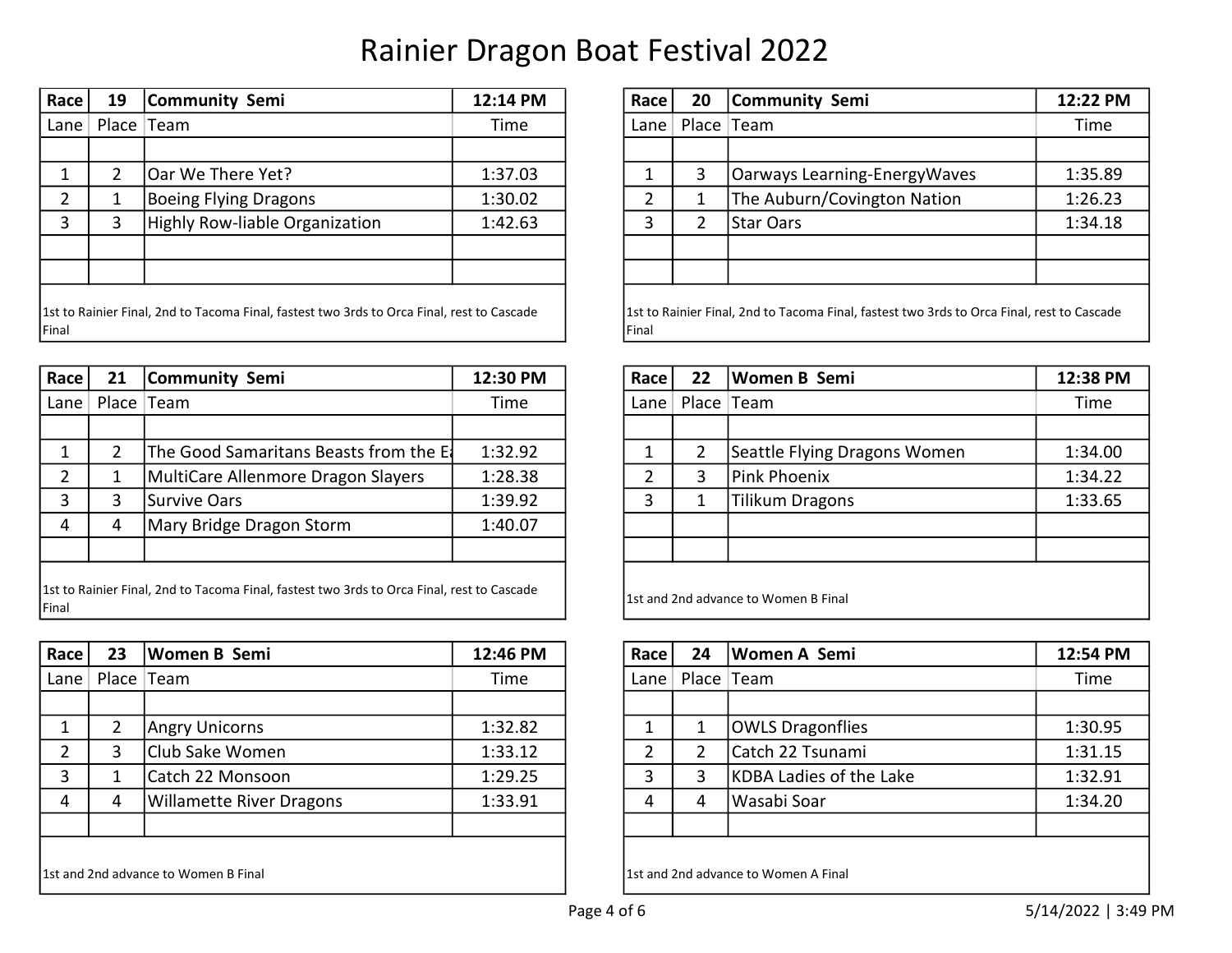# Rainier Dragon Boat Festival 2022

| Race | 19 | Community Semi | 12:14 PM |
|---|---|---|---|
| Lane | Place | Team | Time |
| 1 | 2 | Oar We There Yet? | 1:37.03 |
| 2 | 1 | Boeing Flying Dragons | 1:30.02 |
| 3 | 3 | Highly Row-liable Organization | 1:42.63 |

1st to Rainier Final, 2nd to Tacoma Final, fastest two 3rds to Orca Final, rest to Cascade Final

| Race | 20 | Community Semi | 12:22 PM |
|---|---|---|---|
| Lane | Place | Team | Time |
| 1 | 3 | Oarways Learning-EnergyWaves | 1:35.89 |
| 2 | 1 | The Auburn/Covington Nation | 1:26.23 |
| 3 | 2 | Star Oars | 1:34.18 |

1st to Rainier Final, 2nd to Tacoma Final, fastest two 3rds to Orca Final, rest to Cascade Final

| Race | 21 | Community Semi | 12:30 PM |
|---|---|---|---|
| Lane | Place | Team | Time |
| 1 | 2 | The Good Samaritans Beasts from the Ea | 1:32.92 |
| 2 | 1 | MultiCare Allenmore Dragon Slayers | 1:28.38 |
| 3 | 3 | Survive Oars | 1:39.92 |
| 4 | 4 | Mary Bridge Dragon Storm | 1:40.07 |

1st to Rainier Final, 2nd to Tacoma Final, fastest two 3rds to Orca Final, rest to Cascade Final

| Race | 22 | Women B Semi | 12:38 PM |
|---|---|---|---|
| Lane | Place | Team | Time |
| 1 | 2 | Seattle Flying Dragons Women | 1:34.00 |
| 2 | 3 | Pink Phoenix | 1:34.22 |
| 3 | 1 | Tilikum Dragons | 1:33.65 |

1st and 2nd advance to Women B Final

| Race | 23 | Women B Semi | 12:46 PM |
|---|---|---|---|
| Lane | Place | Team | Time |
| 1 | 2 | Angry Unicorns | 1:32.82 |
| 2 | 3 | Club Sake Women | 1:33.12 |
| 3 | 1 | Catch 22 Monsoon | 1:29.25 |
| 4 | 4 | Willamette River Dragons | 1:33.91 |

1st and 2nd advance to Women B Final

| Race | 24 | Women A Semi | 12:54 PM |
|---|---|---|---|
| Lane | Place | Team | Time |
| 1 | 1 | OWLS Dragonflies | 1:30.95 |
| 2 | 2 | Catch 22 Tsunami | 1:31.15 |
| 3 | 3 | KDBA Ladies of the Lake | 1:32.91 |
| 4 | 4 | Wasabi Soar | 1:34.20 |

1st and 2nd advance to Women A Final

5/14/2022 | 3:49 PM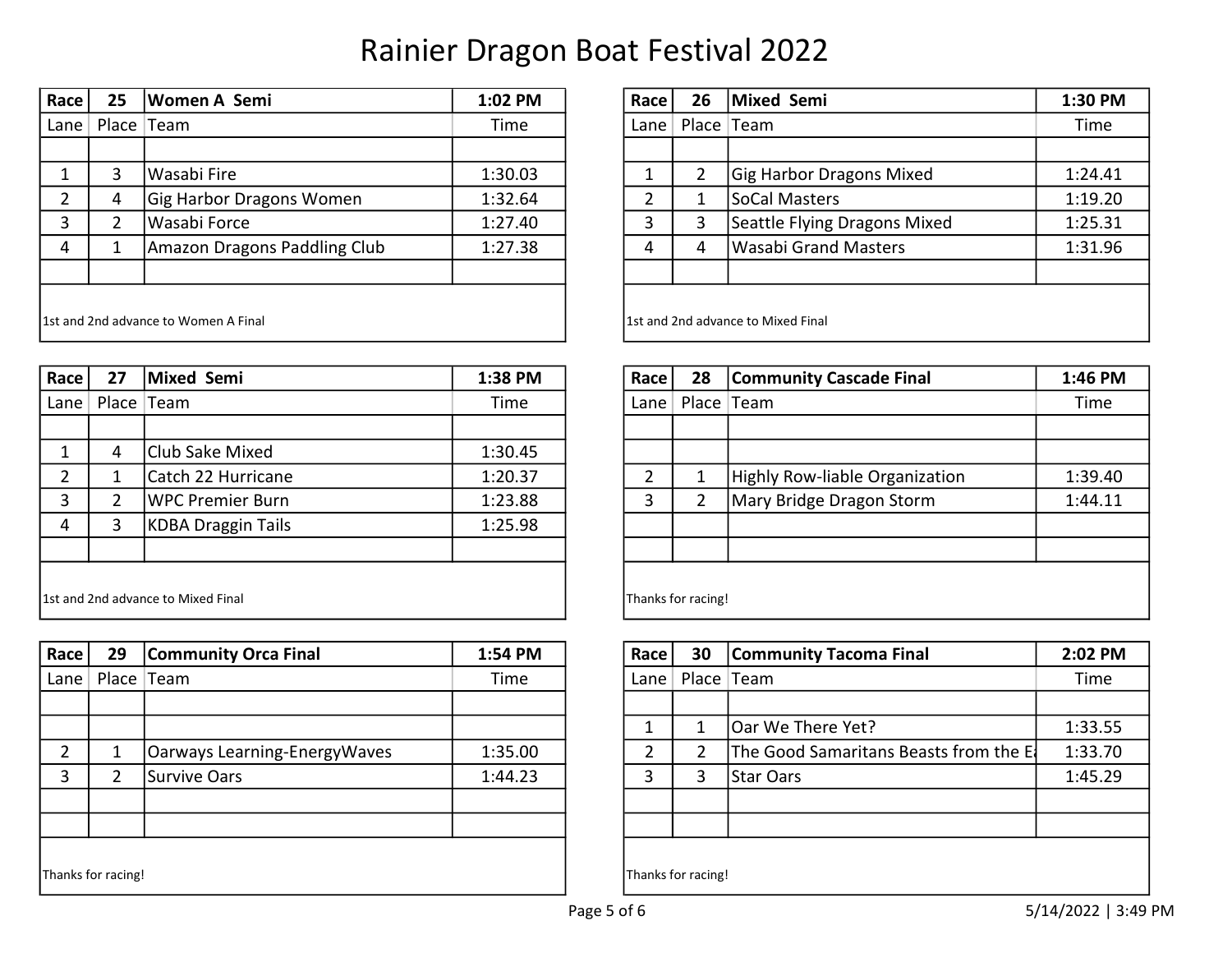# Rainier Dragon Boat Festival 2022

| Race | 25 | Women A Semi | 1:02 PM |
|---|---|---|---|
| Lane | Place | Team | Time |
| 1 | 3 | Wasabi Fire | 1:30.03 |
| 2 | 4 | Gig Harbor Dragons Women | 1:32.64 |
| 3 | 2 | Wasabi Force | 1:27.40 |
| 4 | 1 | Amazon Dragons Paddling Club | 1:27.38 |

1st and 2nd advance to Women A Final

| Race | 26 | Mixed Semi | 1:30 PM |
|---|---|---|---|
| Lane | Place | Team | Time |
| 1 | 2 | Gig Harbor Dragons Mixed | 1:24.41 |
| 2 | 1 | SoCal Masters | 1:19.20 |
| 3 | 3 | Seattle Flying Dragons Mixed | 1:25.31 |
| 4 | 4 | Wasabi Grand Masters | 1:31.96 |

1st and 2nd advance to Mixed Final

| Race | 27 | Mixed Semi | 1:38 PM |
|---|---|---|---|
| Lane | Place | Team | Time |
| 1 | 4 | Club Sake Mixed | 1:30.45 |
| 2 | 1 | Catch 22 Hurricane | 1:20.37 |
| 3 | 2 | WPC Premier Burn | 1:23.88 |
| 4 | 3 | KDBA Draggin Tails | 1:25.98 |

1st and 2nd advance to Mixed Final

| Race | 28 | Community Cascade Final | 1:46 PM |
|---|---|---|---|
| Lane | Place | Team | Time |
| 2 | 1 | Highly Row-liable Organization | 1:39.40 |
| 3 | 2 | Mary Bridge Dragon Storm | 1:44.11 |

Thanks for racing!

| Race | 29 | Community Orca Final | 1:54 PM |
|---|---|---|---|
| Lane | Place | Team | Time |
| 2 | 1 | Oarways Learning-EnergyWaves | 1:35.00 |
| 3 | 2 | Survive Oars | 1:44.23 |

Thanks for racing!

| Race | 30 | Community Tacoma Final | 2:02 PM |
|---|---|---|---|
| Lane | Place | Team | Time |
| 1 | 1 | Oar We There Yet? | 1:33.55 |
| 2 | 2 | The Good Samaritans Beasts from the E | 1:33.70 |
| 3 | 3 | Star Oars | 1:45.29 |

Thanks for racing!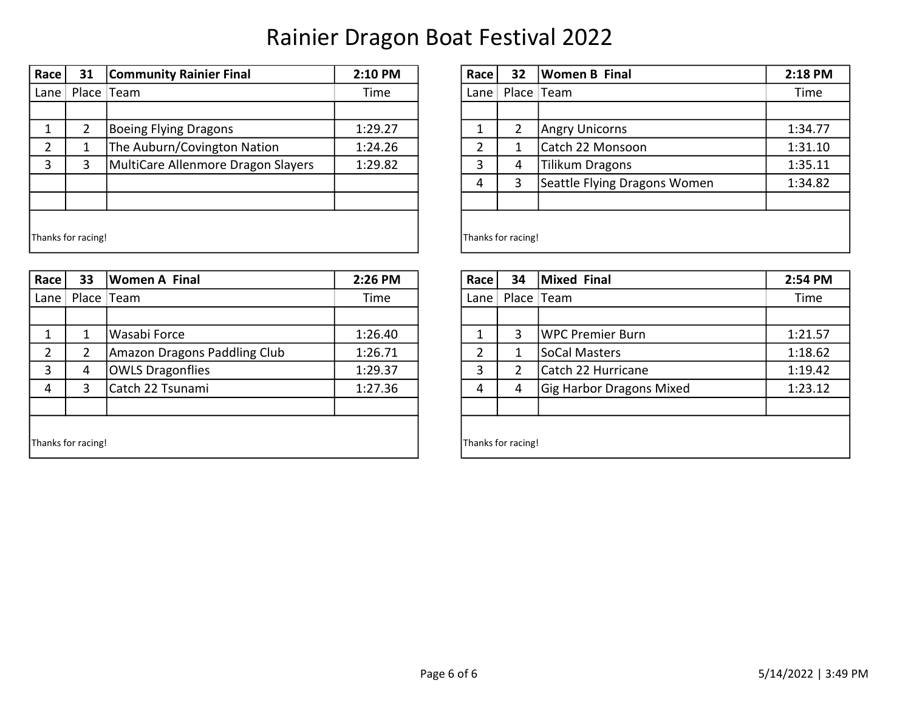# Rainier Dragon Boat Festival 2022

| Race | 31 | Community Rainier Final | 2:10 PM |
|---|---|---|---|
| Lane | Place | Team | Time |
| 1 | 2 | Boeing Flying Dragons | 1:29.27 |
| 2 | 1 | The Auburn/Covington Nation | 1:24.26 |
| 3 | 3 | MultiCare Allenmore Dragon Slayers | 1:29.82 |

Thanks for racing!

| Race | 32 | Women B Final | 2:18 PM |
|---|---|---|---|
| Lane | Place | Team | Time |
| 1 | 2 | Angry Unicorns | 1:34.77 |
| 2 | 1 | Catch 22 Monsoon | 1:31.10 |
| 3 | 4 | Tilikum Dragons | 1:35.11 |
| 4 | 3 | Seattle Flying Dragons Women | 1:34.82 |

Thanks for racing!

| Race | 33 | Women A Final | 2:26 PM |
|---|---|---|---|
| Lane | Place | Team | Time |
| 1 | 1 | Wasabi Force | 1:26.40 |
| 2 | 2 | Amazon Dragons Paddling Club | 1:26.71 |
| 3 | 4 | OWLS Dragonflies | 1:29.37 |
| 4 | 3 | Catch 22 Tsunami | 1:27.36 |

Thanks for racing!

| Race | 34 | Mixed Final | 2:54 PM |
|---|---|---|---|
| Lane | Place | Team | Time |
| 1 | 3 | WPC Premier Burn | 1:21.57 |
| 2 | 1 | SoCal Masters | 1:18.62 |
| 3 | 2 | Catch 22 Hurricane | 1:19.42 |
| 4 | 4 | Gig Harbor Dragons Mixed | 1:23.12 |

Thanks for racing!

5/14/2022 | 3:49 PM